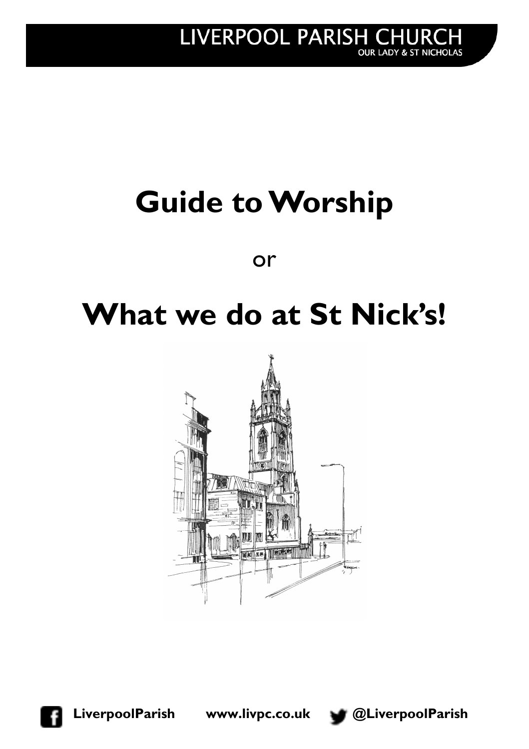LIVERPOOL PARISH CHURCH
OUR LADY & ST NICHOLAS

# Guide to Worship

or

# What we do at St Nick's!

LiverpoolParish     www.livpc.co.uk     @LiverpoolParish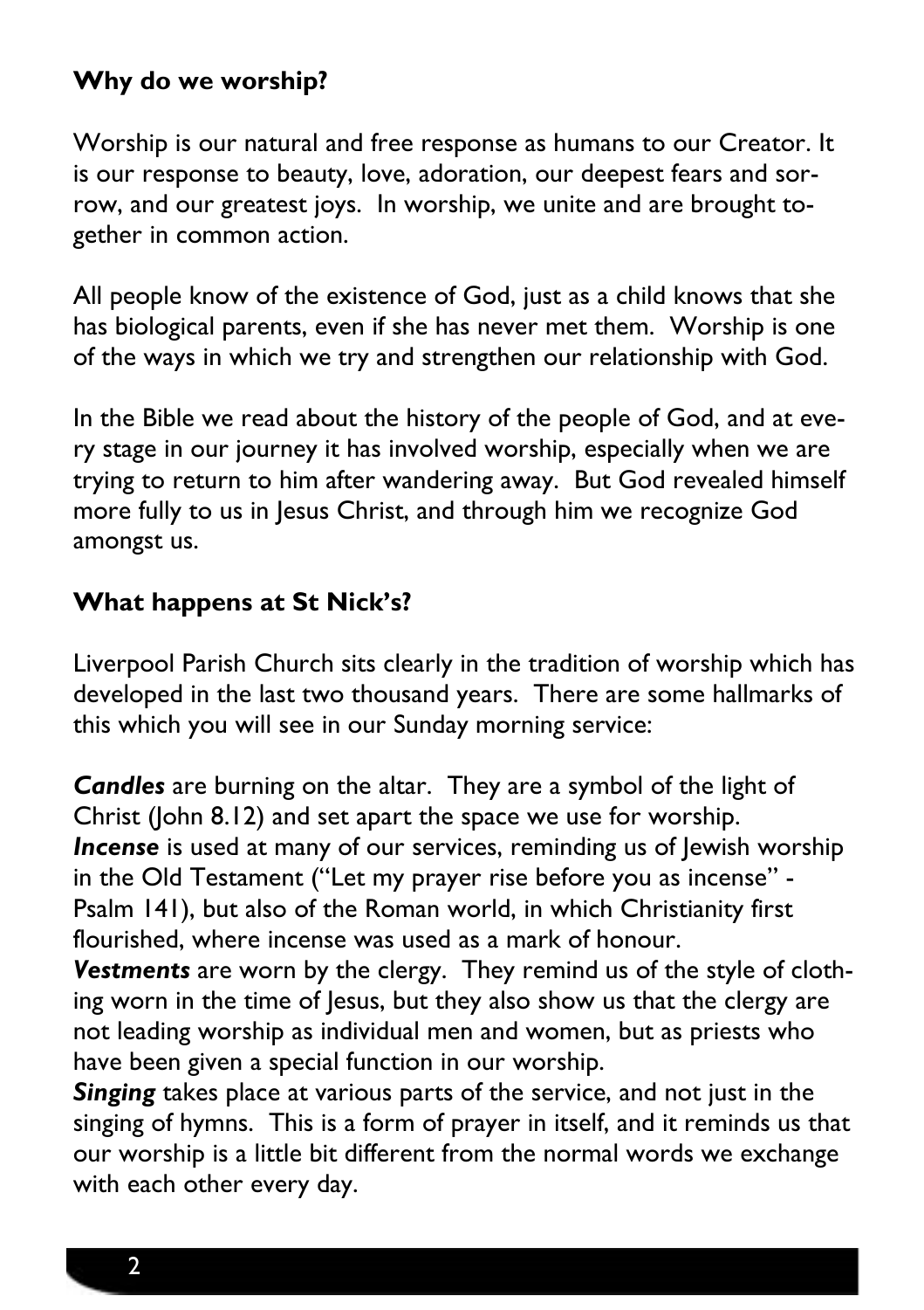## Why do we worship?

Worship is our natural and free response as humans to our Creator. It is our response to beauty, love, adoration, our deepest fears and sorrow, and our greatest joys. In worship, we unite and are brought together in common action.

All people know of the existence of God, just as a child knows that she has biological parents, even if she has never met them. Worship is one of the ways in which we try and strengthen our relationship with God.

In the Bible we read about the history of the people of God, and at every stage in our journey it has involved worship, especially when we are trying to return to him after wandering away. But God revealed himself more fully to us in Jesus Christ, and through him we recognize God amongst us.

## What happens at St Nick's?

Liverpool Parish Church sits clearly in the tradition of worship which has developed in the last two thousand years. There are some hallmarks of this which you will see in our Sunday morning service:

***Candles*** are burning on the altar. They are a symbol of the light of Christ (John 8.12) and set apart the space we use for worship.
***Incense*** is used at many of our services, reminding us of Jewish worship in the Old Testament ("Let my prayer rise before you as incense" - Psalm 141), but also of the Roman world, in which Christianity first flourished, where incense was used as a mark of honour.
***Vestments*** are worn by the clergy. They remind us of the style of clothing worn in the time of Jesus, but they also show us that the clergy are not leading worship as individual men and women, but as priests who have been given a special function in our worship.
***Singing*** takes place at various parts of the service, and not just in the singing of hymns. This is a form of prayer in itself, and it reminds us that our worship is a little bit different from the normal words we exchange with each other every day.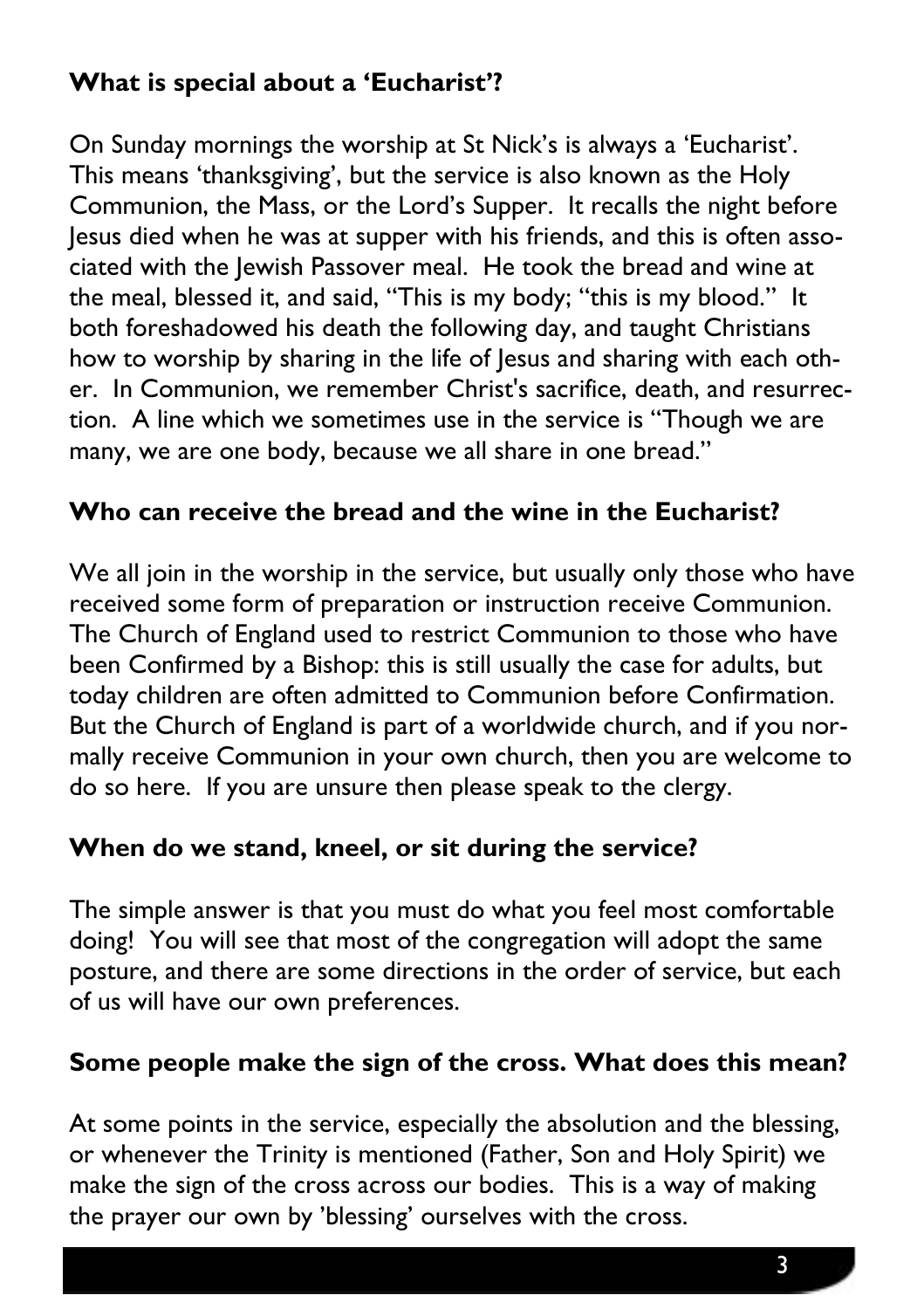**What is special about a 'Eucharist'?**

On Sunday mornings the worship at St Nick's is always a 'Eucharist'. This means 'thanksgiving', but the service is also known as the Holy Communion, the Mass, or the Lord's Supper. It recalls the night before Jesus died when he was at supper with his friends, and this is often associated with the Jewish Passover meal. He took the bread and wine at the meal, blessed it, and said, "This is my body; "this is my blood." It both foreshadowed his death the following day, and taught Christians how to worship by sharing in the life of Jesus and sharing with each other. In Communion, we remember Christ's sacrifice, death, and resurrection. A line which we sometimes use in the service is "Though we are many, we are one body, because we all share in one bread."

**Who can receive the bread and the wine in the Eucharist?**

We all join in the worship in the service, but usually only those who have received some form of preparation or instruction receive Communion. The Church of England used to restrict Communion to those who have been Confirmed by a Bishop: this is still usually the case for adults, but today children are often admitted to Communion before Confirmation. But the Church of England is part of a worldwide church, and if you normally receive Communion in your own church, then you are welcome to do so here. If you are unsure then please speak to the clergy.

**When do we stand, kneel, or sit during the service?**

The simple answer is that you must do what you feel most comfortable doing! You will see that most of the congregation will adopt the same posture, and there are some directions in the order of service, but each of us will have our own preferences.

**Some people make the sign of the cross. What does this mean?**

At some points in the service, especially the absolution and the blessing, or whenever the Trinity is mentioned (Father, Son and Holy Spirit) we make the sign of the cross across our bodies. This is a way of making the prayer our own by 'blessing' ourselves with the cross.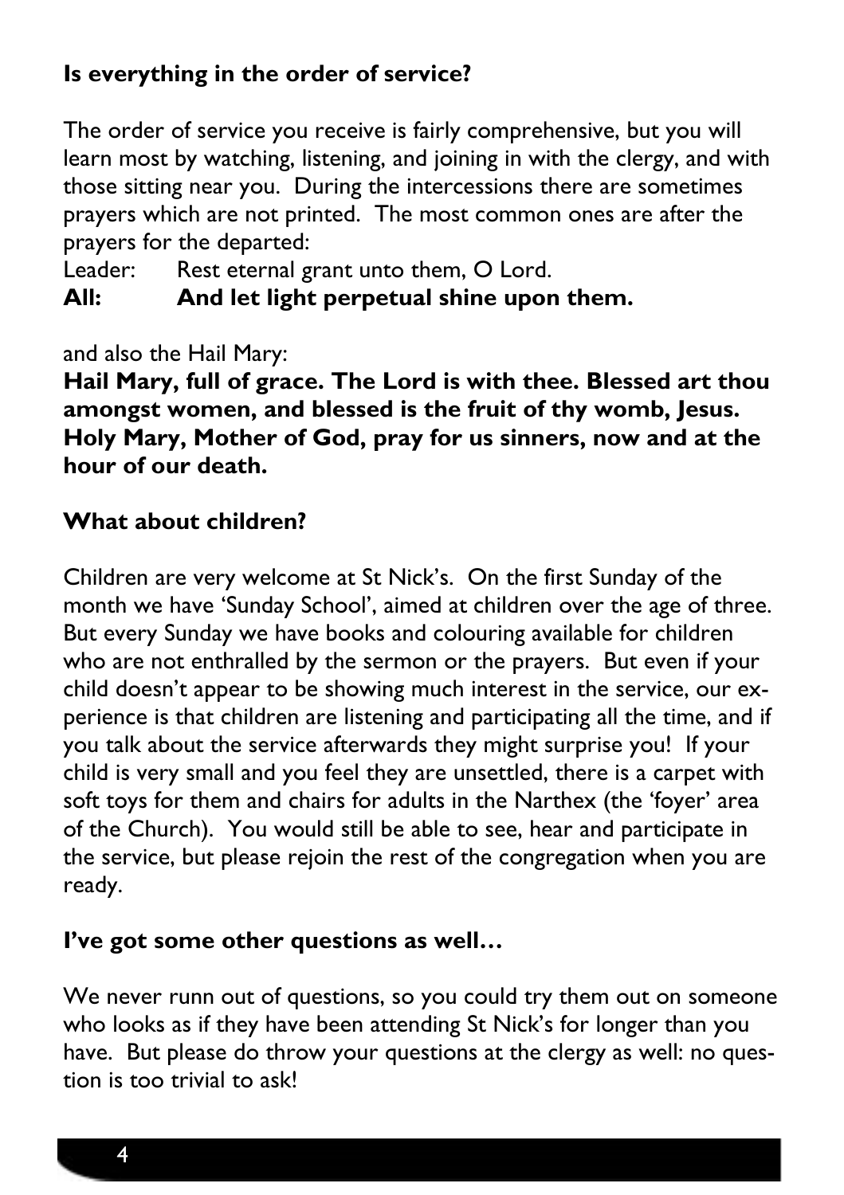**Is everything in the order of service?**

The order of service you receive is fairly comprehensive, but you will learn most by watching, listening, and joining in with the clergy, and with those sitting near you. During the intercessions there are sometimes prayers which are not printed. The most common ones are after the prayers for the departed:

Leader: Rest eternal grant unto them, O Lord.

**All: And let light perpetual shine upon them.**

and also the Hail Mary:

**Hail Mary, full of grace. The Lord is with thee. Blessed art thou amongst women, and blessed is the fruit of thy womb, Jesus. Holy Mary, Mother of God, pray for us sinners, now and at the hour of our death.**

**What about children?**

Children are very welcome at St Nick's. On the first Sunday of the month we have 'Sunday School', aimed at children over the age of three. But every Sunday we have books and colouring available for children who are not enthralled by the sermon or the prayers. But even if your child doesn't appear to be showing much interest in the service, our experience is that children are listening and participating all the time, and if you talk about the service afterwards they might surprise you! If your child is very small and you feel they are unsettled, there is a carpet with soft toys for them and chairs for adults in the Narthex (the 'foyer' area of the Church). You would still be able to see, hear and participate in the service, but please rejoin the rest of the congregation when you are ready.

**I've got some other questions as well…**

We never runn out of questions, so you could try them out on someone who looks as if they have been attending St Nick's for longer than you have. But please do throw your questions at the clergy as well: no question is too trivial to ask!